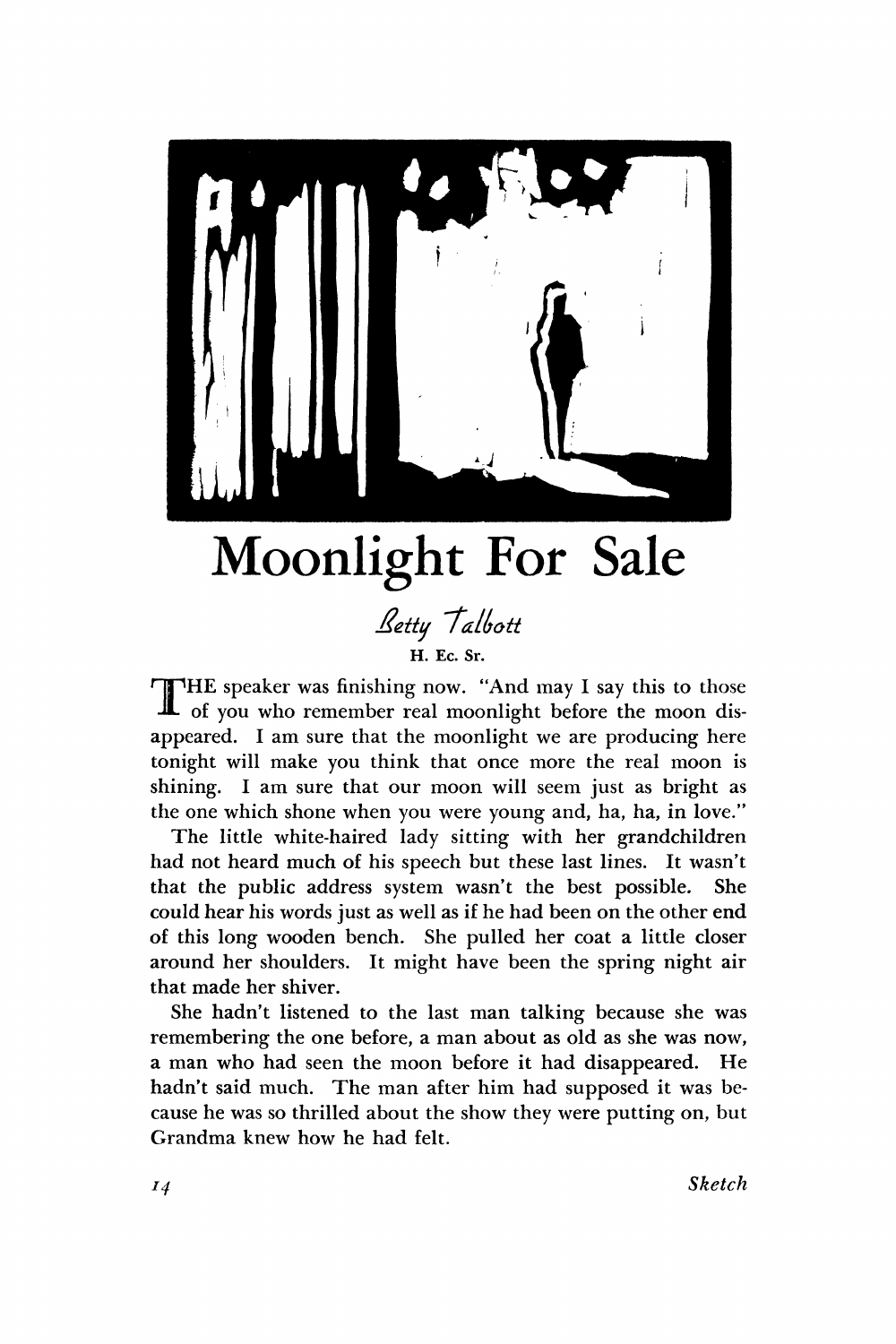# Moonlight For Sale

*Betty Talbott*

H. Ec. Sr.

THE speaker was finishing now. "And may I say this to those of you who remember real moonlight before the moon disappeared. I am sure that the moonlight we are producing here tonight will make you think that once more the real moon is shining. I am sure that our moon will seem just as bright as the one which shone when you were young and, ha, ha, in love."

The little white-haired lady sitting with her grandchildren had not heard much of his speech but these last lines. It wasn't that the public address system wasn't the best possible. She could hear his words just as well as if he had been on the other end of this long wooden bench. She pulled her coat a little closer around her shoulders. It might have been the spring night air that made her shiver.

She hadn't listened to the last man talking because she was remembering the one before, a man about as old as she was now, a man who had seen the moon before it had disappeared. He hadn't said much. The man after him had supposed it was because he was so thrilled about the show they were putting on, but Grandma knew how he had felt.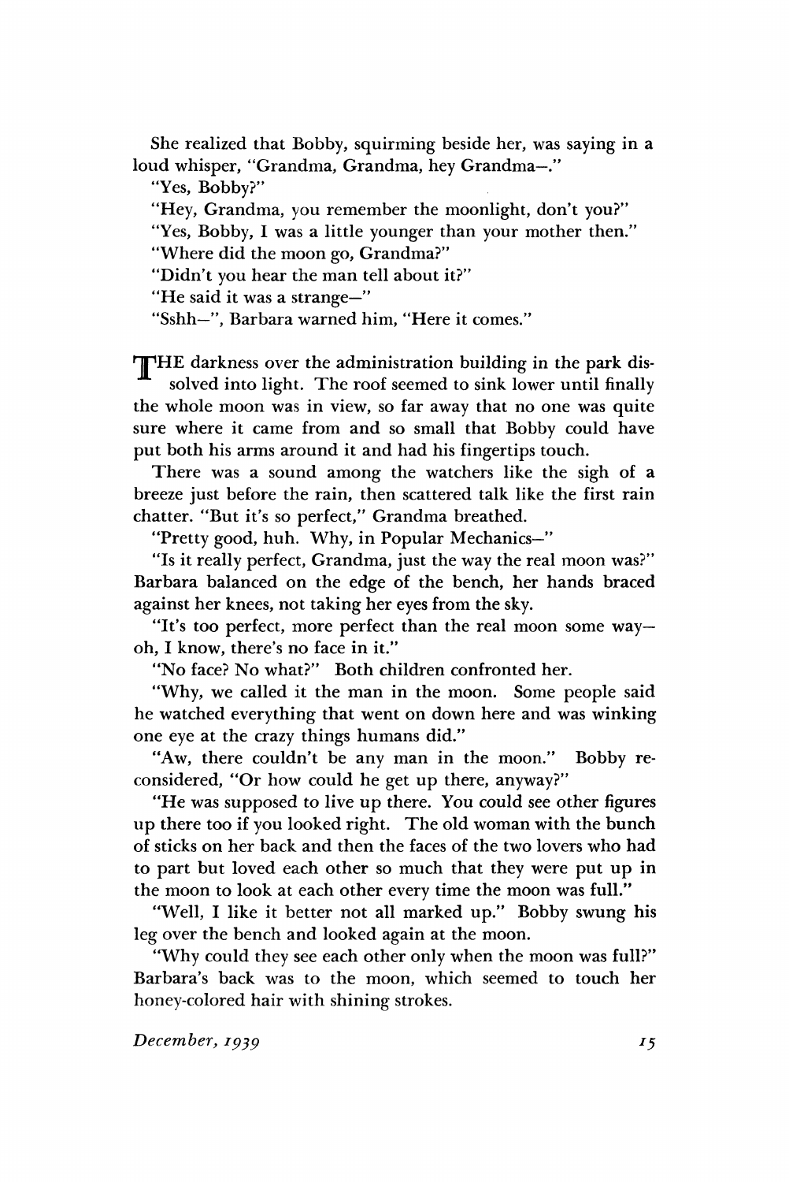She realized that Bobby, squirming beside her, was saying in a loud whisper, "Grandma, Grandma, hey Grandma—."

"Yes, Bobby?"

"Hey, Grandma, you remember the moonlight, don't you?"

"Yes, Bobby, I was a little younger than your mother then."

"Where did the moon go, Grandma?"

"Didn't you hear the man tell about it?"

"He said it was a strange—"

"Sshh—", Barbara warned him, "Here it comes."

THE darkness over the administration building in the park dissolved into light. The roof seemed to sink lower until finally the whole moon was in view, so far away that no one was quite sure where it came from and so small that Bobby could have put both his arms around it and had his fingertips touch.

There was a sound among the watchers like the sigh of a breeze just before the rain, then scattered talk like the first rain chatter. "But it's so perfect," Grandma breathed.

"Pretty good, huh. Why, in Popular Mechanics—"

"Is it really perfect, Grandma, just the way the real moon was?" Barbara balanced on the edge of the bench, her hands braced against her knees, not taking her eyes from the sky.

"It's too perfect, more perfect than the real moon some way—oh, I know, there's no face in it."

"No face? No what?" Both children confronted her.

"Why, we called it the man in the moon. Some people said he watched everything that went on down here and was winking one eye at the crazy things humans did."

"Aw, there couldn't be any man in the moon." Bobby reconsidered, "Or how could he get up there, anyway?"

"He was supposed to live up there. You could see other figures up there too if you looked right. The old woman with the bunch of sticks on her back and then the faces of the two lovers who had to part but loved each other so much that they were put up in the moon to look at each other every time the moon was full."

"Well, I like it better not all marked up." Bobby swung his leg over the bench and looked again at the moon.

"Why could they see each other only when the moon was full?" Barbara's back was to the moon, which seemed to touch her honey-colored hair with shining strokes.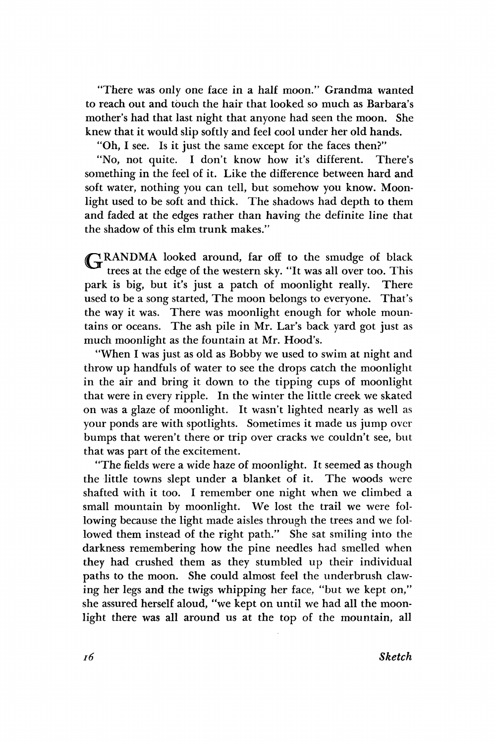"There was only one face in a half moon." Grandma wanted to reach out and touch the hair that looked so much as Barbara's mother's had that last night that anyone had seen the moon. She knew that it would slip softly and feel cool under her old hands.

"Oh, I see. Is it just the same except for the faces then?"

"No, not quite. I don't know how it's different. There's something in the feel of it. Like the difference between hard and soft water, nothing you can tell, but somehow you know. Moonlight used to be soft and thick. The shadows had depth to them and faded at the edges rather than having the definite line that the shadow of this elm trunk makes."

GRANDMA looked around, far off to the smudge of black trees at the edge of the western sky. "It was all over too. This park is big, but it's just a patch of moonlight really. There used to be a song started, The moon belongs to everyone. That's the way it was. There was moonlight enough for whole mountains or oceans. The ash pile in Mr. Lar's back yard got just as much moonlight as the fountain at Mr. Hood's.

"When I was just as old as Bobby we used to swim at night and throw up handfuls of water to see the drops catch the moonlight in the air and bring it down to the tipping cups of moonlight that were in every ripple. In the winter the little creek we skated on was a glaze of moonlight. It wasn't lighted nearly as well as your ponds are with spotlights. Sometimes it made us jump over bumps that weren't there or trip over cracks we couldn't see, but that was part of the excitement.

"The fields were a wide haze of moonlight. It seemed as though the little towns slept under a blanket of it. The woods were shafted with it too. I remember one night when we climbed a small mountain by moonlight. We lost the trail we were following because the light made aisles through the trees and we followed them instead of the right path." She sat smiling into the darkness remembering how the pine needles had smelled when they had crushed them as they stumbled up their individual paths to the moon. She could almost feel the underbrush clawing her legs and the twigs whipping her face, "but we kept on," she assured herself aloud, "we kept on until we had all the moonlight there was all around us at the top of the mountain, all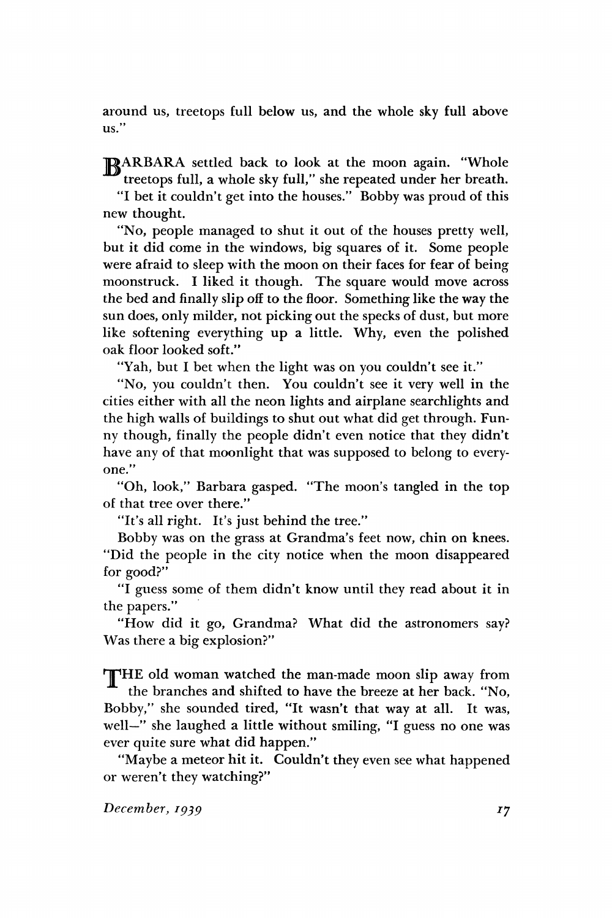around us, treetops full below us, and the whole sky full above us."

BARBARA settled back to look at the moon again. "Whole treetops full, a whole sky full," she repeated under her breath.

"I bet it couldn't get into the houses." Bobby was proud of this new thought.

"No, people managed to shut it out of the houses pretty well, but it did come in the windows, big squares of it. Some people were afraid to sleep with the moon on their faces for fear of being moonstruck. I liked it though. The square would move across the bed and finally slip off to the floor. Something like the way the sun does, only milder, not picking out the specks of dust, but more like softening everything up a little. Why, even the polished oak floor looked soft."

"Yah, but I bet when the light was on you couldn't see it."

"No, you couldn't then. You couldn't see it very well in the cities either with all the neon lights and airplane searchlights and the high walls of buildings to shut out what did get through. Funny though, finally the people didn't even notice that they didn't have any of that moonlight that was supposed to belong to everyone."

"Oh, look," Barbara gasped. "The moon's tangled in the top of that tree over there."

"It's all right. It's just behind the tree."

Bobby was on the grass at Grandma's feet now, chin on knees. "Did the people in the city notice when the moon disappeared for good?"

"I guess some of them didn't know until they read about it in the papers."

"How did it go, Grandma? What did the astronomers say? Was there a big explosion?"

THE old woman watched the man-made moon slip away from the branches and shifted to have the breeze at her back. "No, Bobby," she sounded tired, "It wasn't that way at all. It was, well—" she laughed a little without smiling, "I guess no one was ever quite sure what did happen."

"Maybe a meteor hit it. Couldn't they even see what happened or weren't they watching?"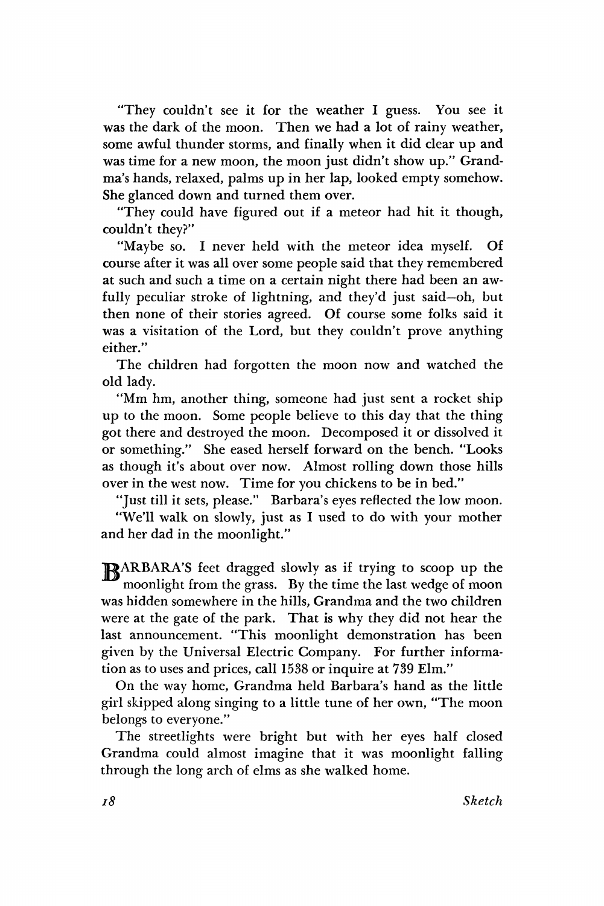"They couldn't see it for the weather I guess. You see it was the dark of the moon. Then we had a lot of rainy weather, some awful thunder storms, and finally when it did clear up and was time for a new moon, the moon just didn't show up." Grandma's hands, relaxed, palms up in her lap, looked empty somehow. She glanced down and turned them over.

"They could have figured out if a meteor had hit it though, couldn't they?"

"Maybe so. I never held with the meteor idea myself. Of course after it was all over some people said that they remembered at such and such a time on a certain night there had been an awfully peculiar stroke of lightning, and they'd just said—oh, but then none of their stories agreed. Of course some folks said it was a visitation of the Lord, but they couldn't prove anything either."

The children had forgotten the moon now and watched the old lady.

"Mm hm, another thing, someone had just sent a rocket ship up to the moon. Some people believe to this day that the thing got there and destroyed the moon. Decomposed it or dissolved it or something." She eased herself forward on the bench. "Looks as though it's about over now. Almost rolling down those hills over in the west now. Time for you chickens to be in bed."

"Just till it sets, please." Barbara's eyes reflected the low moon.

"We'll walk on slowly, just as I used to do with your mother and her dad in the moonlight."

BARBARA'S feet dragged slowly as if trying to scoop up the moonlight from the grass. By the time the last wedge of moon was hidden somewhere in the hills, Grandma and the two children were at the gate of the park. That is why they did not hear the last announcement. "This moonlight demonstration has been given by the Universal Electric Company. For further information as to uses and prices, call 1538 or inquire at 739 Elm."

On the way home, Grandma held Barbara's hand as the little girl skipped along singing to a little tune of her own, "The moon belongs to everyone."

The streetlights were bright but with her eyes half closed Grandma could almost imagine that it was moonlight falling through the long arch of elms as she walked home.